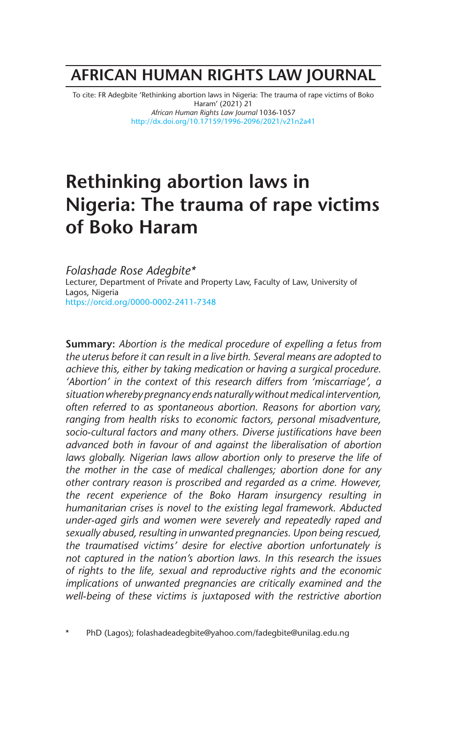# AFRICAN HUMAN RIGHTS LAW JOURNAL

To cite: FR Adegbite 'Rethinking abortion laws in Nigeria: The trauma of rape victims of Boko Haram' (2021) 21 *African Human Rights Law Journal* 1036-1057
http://dx.doi.org/10.17159/1996-2096/2021/v21n2a41

# Rethinking abortion laws in Nigeria: The trauma of rape victims of Boko Haram

*Folashade Rose Adegbite**
Lecturer, Department of Private and Property Law, Faculty of Law, University of Lagos, Nigeria
https://orcid.org/0000-0002-2411-7348

**Summary:** *Abortion is the medical procedure of expelling a fetus from the uterus before it can result in a live birth. Several means are adopted to achieve this, either by taking medication or having a surgical procedure. 'Abortion' in the context of this research differs from 'miscarriage', a situation whereby pregnancy ends naturally without medical intervention, often referred to as spontaneous abortion. Reasons for abortion vary, ranging from health risks to economic factors, personal misadventure, socio-cultural factors and many others. Diverse justifications have been advanced both in favour of and against the liberalisation of abortion laws globally. Nigerian laws allow abortion only to preserve the life of the mother in the case of medical challenges; abortion done for any other contrary reason is proscribed and regarded as a crime. However, the recent experience of the Boko Haram insurgency resulting in humanitarian crises is novel to the existing legal framework. Abducted under-aged girls and women were severely and repeatedly raped and sexually abused, resulting in unwanted pregnancies. Upon being rescued, the traumatised victims' desire for elective abortion unfortunately is not captured in the nation's abortion laws. In this research the issues of rights to the life, sexual and reproductive rights and the economic implications of unwanted pregnancies are critically examined and the well-being of these victims is juxtaposed with the restrictive abortion*

\* PhD (Lagos); folashadeadegbite@yahoo.com/fadegbite@unilag.edu.ng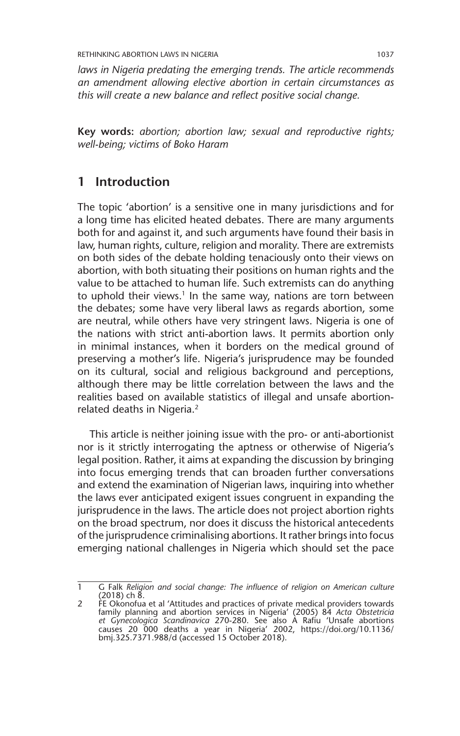*laws in Nigeria predating the emerging trends. The article recommends an amendment allowing elective abortion in certain circumstances as this will create a new balance and reflect positive social change.*

**Key words:** *abortion; abortion law; sexual and reproductive rights; well-being; victims of Boko Haram*

## 1 Introduction

The topic 'abortion' is a sensitive one in many jurisdictions and for a long time has elicited heated debates. There are many arguments both for and against it, and such arguments have found their basis in law, human rights, culture, religion and morality. There are extremists on both sides of the debate holding tenaciously onto their views on abortion, with both situating their positions on human rights and the value to be attached to human life. Such extremists can do anything to uphold their views.[1] In the same way, nations are torn between the debates; some have very liberal laws as regards abortion, some are neutral, while others have very stringent laws. Nigeria is one of the nations with strict anti-abortion laws. It permits abortion only in minimal instances, when it borders on the medical ground of preserving a mother's life. Nigeria's jurisprudence may be founded on its cultural, social and religious background and perceptions, although there may be little correlation between the laws and the realities based on available statistics of illegal and unsafe abortion-related deaths in Nigeria.[2]

This article is neither joining issue with the pro- or anti-abortionist nor is it strictly interrogating the aptness or otherwise of Nigeria's legal position. Rather, it aims at expanding the discussion by bringing into focus emerging trends that can broaden further conversations and extend the examination of Nigerian laws, inquiring into whether the laws ever anticipated exigent issues congruent in expanding the jurisprudence in the laws. The article does not project abortion rights on the broad spectrum, nor does it discuss the historical antecedents of the jurisprudence criminalising abortions. It rather brings into focus emerging national challenges in Nigeria which should set the pace

---

1 G Falk *Religion and social change: The influence of religion on American culture* (2018) ch 8.

2 FE Okonofua et al 'Attitudes and practices of private medical providers towards family planning and abortion services in Nigeria' (2005) 84 *Acta Obstetricia et Gynecologica Scandinavica* 270-280. See also A Rafiu 'Unsafe abortions causes 20 000 deaths a year in Nigeria' 2002, https://doi.org/10.1136/bmj.325.7371.988/d (accessed 15 October 2018).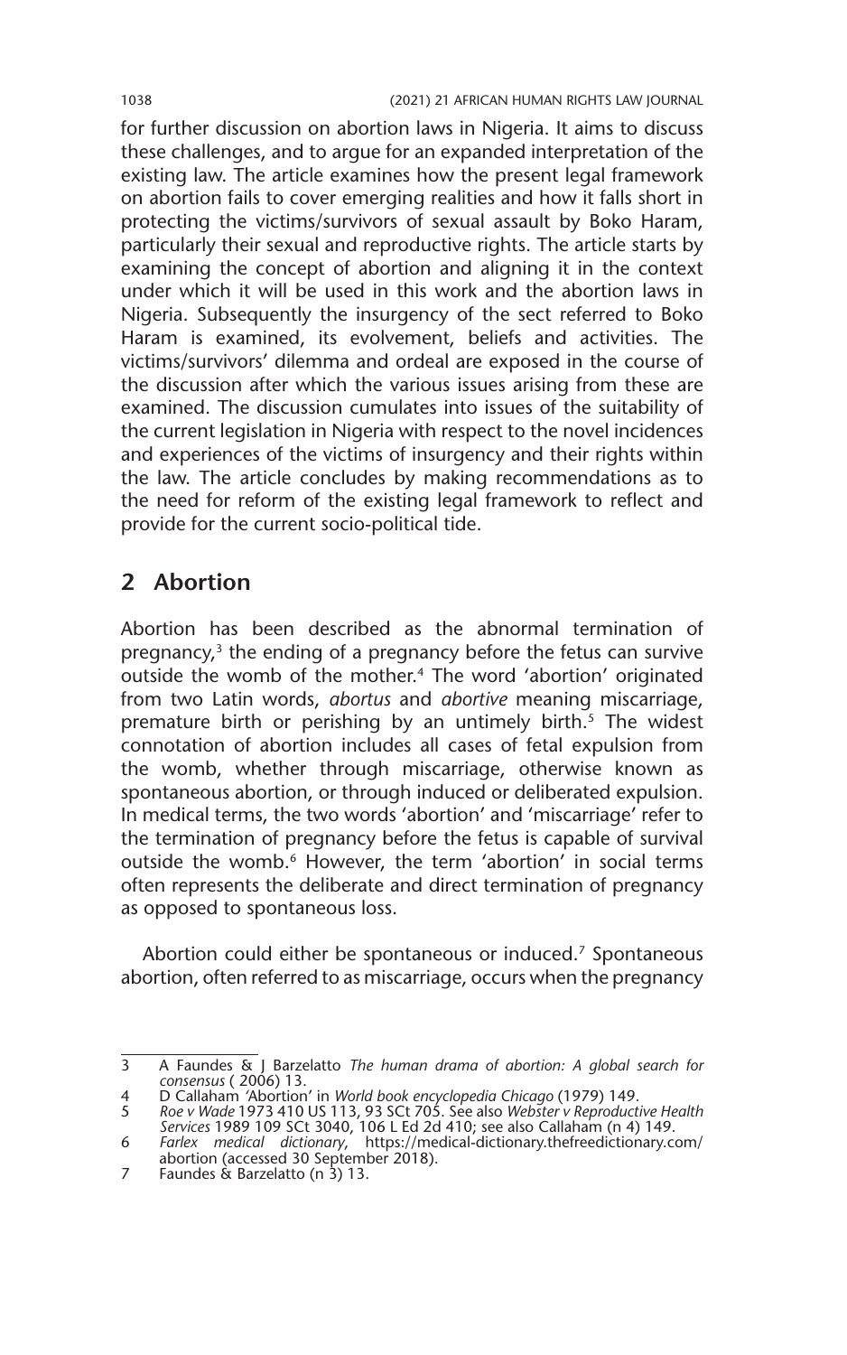for further discussion on abortion laws in Nigeria. It aims to discuss these challenges, and to argue for an expanded interpretation of the existing law. The article examines how the present legal framework on abortion fails to cover emerging realities and how it falls short in protecting the victims/survivors of sexual assault by Boko Haram, particularly their sexual and reproductive rights. The article starts by examining the concept of abortion and aligning it in the context under which it will be used in this work and the abortion laws in Nigeria. Subsequently the insurgency of the sect referred to Boko Haram is examined, its evolvement, beliefs and activities. The victims/survivors' dilemma and ordeal are exposed in the course of the discussion after which the various issues arising from these are examined. The discussion cumulates into issues of the suitability of the current legislation in Nigeria with respect to the novel incidences and experiences of the victims of insurgency and their rights within the law. The article concludes by making recommendations as to the need for reform of the existing legal framework to reflect and provide for the current socio-political tide.

## 2 Abortion

Abortion has been described as the abnormal termination of pregnancy,[3] the ending of a pregnancy before the fetus can survive outside the womb of the mother.[4] The word 'abortion' originated from two Latin words, *abortus* and *abortive* meaning miscarriage, premature birth or perishing by an untimely birth.[5] The widest connotation of abortion includes all cases of fetal expulsion from the womb, whether through miscarriage, otherwise known as spontaneous abortion, or through induced or deliberated expulsion. In medical terms, the two words 'abortion' and 'miscarriage' refer to the termination of pregnancy before the fetus is capable of survival outside the womb.[6] However, the term 'abortion' in social terms often represents the deliberate and direct termination of pregnancy as opposed to spontaneous loss.

Abortion could either be spontaneous or induced.[7] Spontaneous abortion, often referred to as miscarriage, occurs when the pregnancy

---

3 A Faundes & J Barzelatto *The human drama of abortion: A global search for consensus* ( 2006) 13.

4 D Callaham 'Abortion' in *World book encyclopedia Chicago* (1979) 149.

5 *Roe v Wade* 1973 410 US 113, 93 SCt 705. See also *Webster v Reproductive Health Services* 1989 109 SCt 3040, 106 L Ed 2d 410; see also Callaham (n 4) 149.

6 *Farlex medical dictionary*, https://medical-dictionary.thefreedictionary.com/abortion (accessed 30 September 2018).

7 Faundes & Barzelatto (n 3) 13.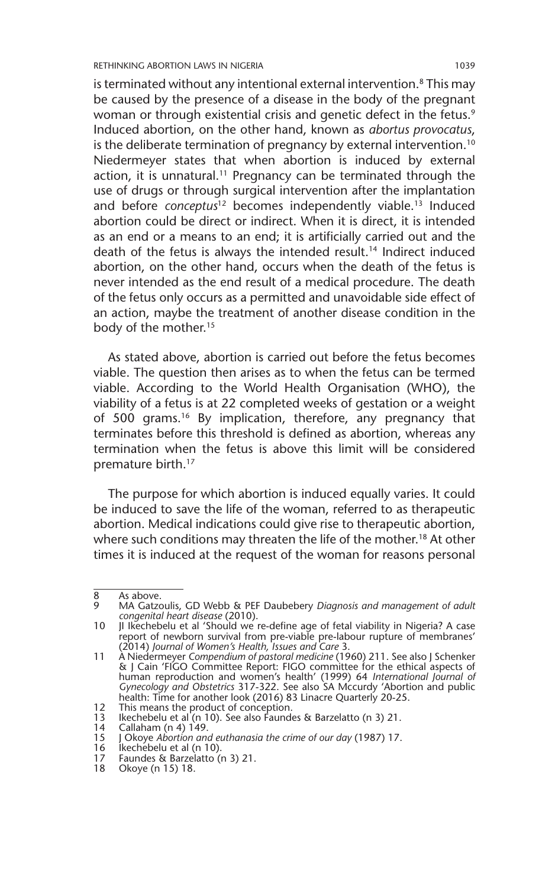is terminated without any intentional external intervention.[8] This may be caused by the presence of a disease in the body of the pregnant woman or through existential crisis and genetic defect in the fetus.[9] Induced abortion, on the other hand, known as *abortus provocatus*, is the deliberate termination of pregnancy by external intervention.[10] Niedermeyer states that when abortion is induced by external action, it is unnatural.[11] Pregnancy can be terminated through the use of drugs or through surgical intervention after the implantation and before *conceptus*[12] becomes independently viable.[13] Induced abortion could be direct or indirect. When it is direct, it is intended as an end or a means to an end; it is artificially carried out and the death of the fetus is always the intended result.[14] Indirect induced abortion, on the other hand, occurs when the death of the fetus is never intended as the end result of a medical procedure. The death of the fetus only occurs as a permitted and unavoidable side effect of an action, maybe the treatment of another disease condition in the body of the mother.[15]

As stated above, abortion is carried out before the fetus becomes viable. The question then arises as to when the fetus can be termed viable. According to the World Health Organisation (WHO), the viability of a fetus is at 22 completed weeks of gestation or a weight of 500 grams.[16] By implication, therefore, any pregnancy that terminates before this threshold is defined as abortion, whereas any termination when the fetus is above this limit will be considered premature birth.[17]

The purpose for which abortion is induced equally varies. It could be induced to save the life of the woman, referred to as therapeutic abortion. Medical indications could give rise to therapeutic abortion, where such conditions may threaten the life of the mother.[18] At other times it is induced at the request of the woman for reasons personal

---

8 As above.

9 MA Gatzoulis, GD Webb & PEF Daubebery *Diagnosis and management of adult congenital heart disease* (2010).

10 JI Ikechebelu et al 'Should we re-define age of fetal viability in Nigeria? A case report of newborn survival from pre-viable pre-labour rupture of membranes' (2014) *Journal of Women's Health, Issues and Care* 3.

11 A Niedermeyer *Compendium of pastoral medicine* (1960) 211. See also J Schenker & J Cain 'FIGO Committee Report: FIGO committee for the ethical aspects of human reproduction and women's health' (1999) 64 *International Journal of Gynecology and Obstetrics* 317-322. See also SA Mccurdy 'Abortion and public health: Time for another look (2016) 83 Linacre Quarterly 20-25.

12 This means the product of conception.

13 Ikechebelu et al (n 10). See also Faundes & Barzelatto (n 3) 21.

14 Callaham (n 4) 149.

15 J Okoye *Abortion and euthanasia the crime of our day* (1987) 17.

16 Ikechebelu et al (n 10).

17 Faundes & Barzelatto (n 3) 21.

18 Okoye (n 15) 18.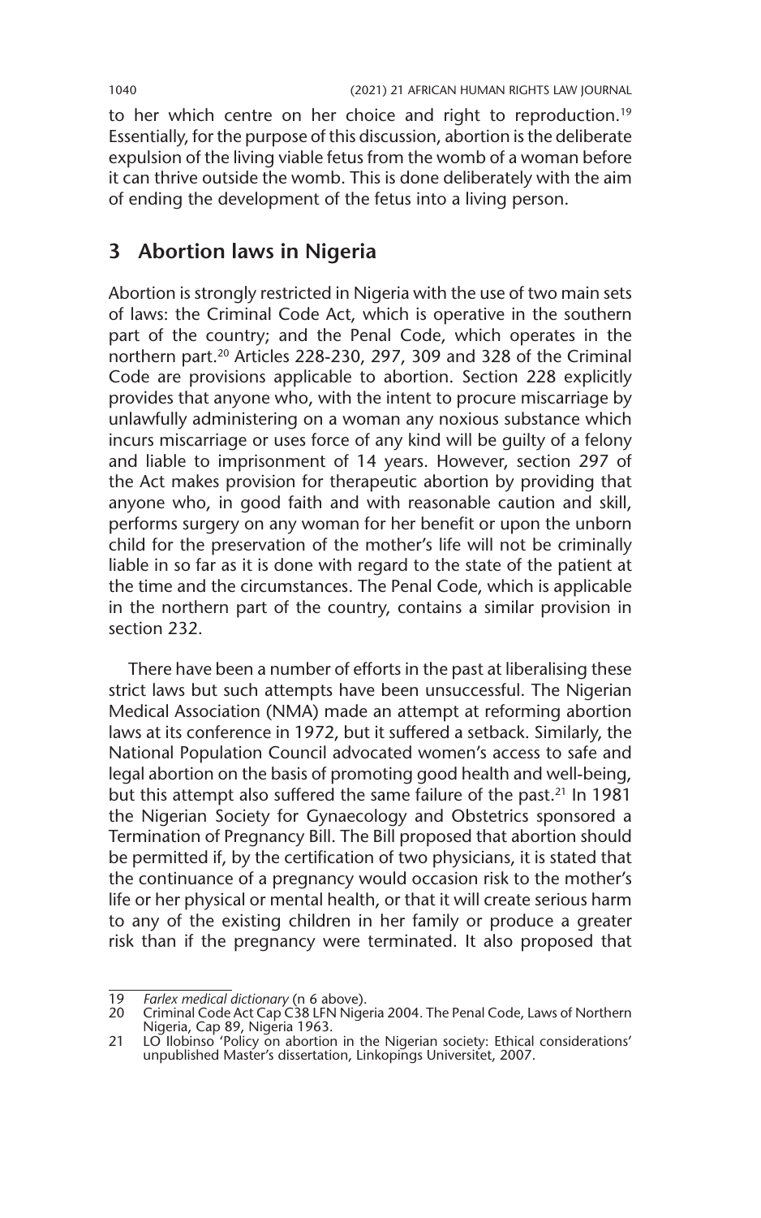to her which centre on her choice and right to reproduction.[19] Essentially, for the purpose of this discussion, abortion is the deliberate expulsion of the living viable fetus from the womb of a woman before it can thrive outside the womb. This is done deliberately with the aim of ending the development of the fetus into a living person.

## 3 Abortion laws in Nigeria

Abortion is strongly restricted in Nigeria with the use of two main sets of laws: the Criminal Code Act, which is operative in the southern part of the country; and the Penal Code, which operates in the northern part.[20] Articles 228-230, 297, 309 and 328 of the Criminal Code are provisions applicable to abortion. Section 228 explicitly provides that anyone who, with the intent to procure miscarriage by unlawfully administering on a woman any noxious substance which incurs miscarriage or uses force of any kind will be guilty of a felony and liable to imprisonment of 14 years. However, section 297 of the Act makes provision for therapeutic abortion by providing that anyone who, in good faith and with reasonable caution and skill, performs surgery on any woman for her benefit or upon the unborn child for the preservation of the mother's life will not be criminally liable in so far as it is done with regard to the state of the patient at the time and the circumstances. The Penal Code, which is applicable in the northern part of the country, contains a similar provision in section 232.

There have been a number of efforts in the past at liberalising these strict laws but such attempts have been unsuccessful. The Nigerian Medical Association (NMA) made an attempt at reforming abortion laws at its conference in 1972, but it suffered a setback. Similarly, the National Population Council advocated women's access to safe and legal abortion on the basis of promoting good health and well-being, but this attempt also suffered the same failure of the past.[21] In 1981 the Nigerian Society for Gynaecology and Obstetrics sponsored a Termination of Pregnancy Bill. The Bill proposed that abortion should be permitted if, by the certification of two physicians, it is stated that the continuance of a pregnancy would occasion risk to the mother's life or her physical or mental health, or that it will create serious harm to any of the existing children in her family or produce a greater risk than if the pregnancy were terminated. It also proposed that

---

19 *Farlex medical dictionary* (n 6 above).

20 Criminal Code Act Cap C38 LFN Nigeria 2004. The Penal Code, Laws of Northern Nigeria, Cap 89, Nigeria 1963.

21 LO Ilobinso 'Policy on abortion in the Nigerian society: Ethical considerations' unpublished Master's dissertation, Linkopings Universitet, 2007.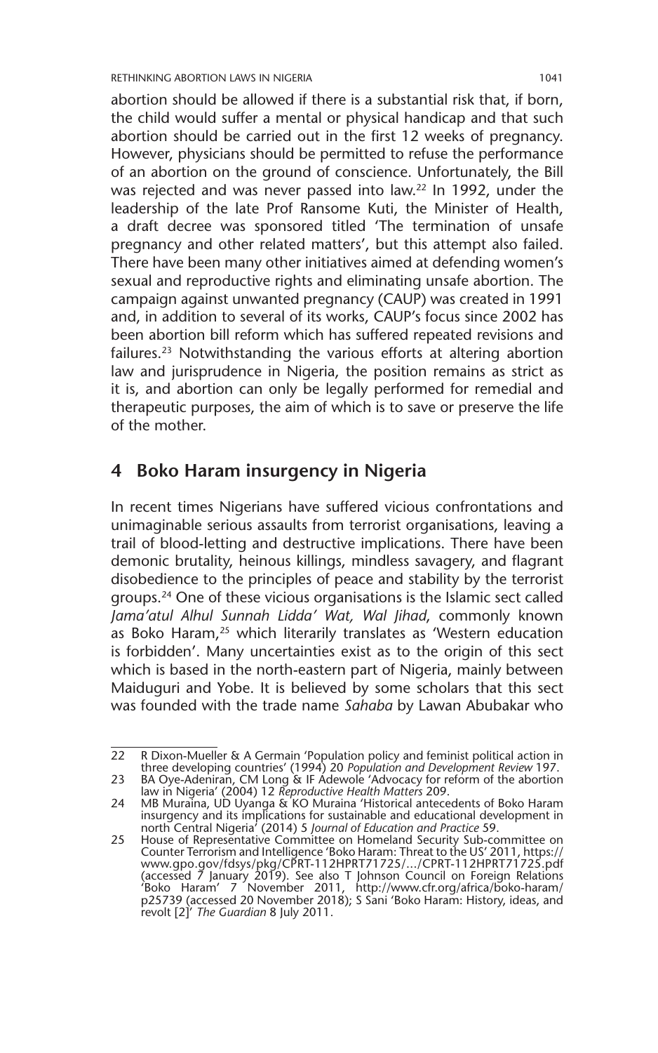abortion should be allowed if there is a substantial risk that, if born, the child would suffer a mental or physical handicap and that such abortion should be carried out in the first 12 weeks of pregnancy. However, physicians should be permitted to refuse the performance of an abortion on the ground of conscience. Unfortunately, the Bill was rejected and was never passed into law.[22] In 1992, under the leadership of the late Prof Ransome Kuti, the Minister of Health, a draft decree was sponsored titled 'The termination of unsafe pregnancy and other related matters', but this attempt also failed. There have been many other initiatives aimed at defending women's sexual and reproductive rights and eliminating unsafe abortion. The campaign against unwanted pregnancy (CAUP) was created in 1991 and, in addition to several of its works, CAUP's focus since 2002 has been abortion bill reform which has suffered repeated revisions and failures.[23] Notwithstanding the various efforts at altering abortion law and jurisprudence in Nigeria, the position remains as strict as it is, and abortion can only be legally performed for remedial and therapeutic purposes, the aim of which is to save or preserve the life of the mother.

## 4 Boko Haram insurgency in Nigeria

In recent times Nigerians have suffered vicious confrontations and unimaginable serious assaults from terrorist organisations, leaving a trail of blood-letting and destructive implications. There have been demonic brutality, heinous killings, mindless savagery, and flagrant disobedience to the principles of peace and stability by the terrorist groups.[24] One of these vicious organisations is the Islamic sect called *Jama'atul Alhul Sunnah Lidda' Wat, Wal Jihad*, commonly known as Boko Haram,[25] which literarily translates as 'Western education is forbidden'. Many uncertainties exist as to the origin of this sect which is based in the north-eastern part of Nigeria, mainly between Maiduguri and Yobe. It is believed by some scholars that this sect was founded with the trade name *Sahaba* by Lawan Abubakar who

---

22 R Dixon-Mueller & A Germain 'Population policy and feminist political action in three developing countries' (1994) 20 *Population and Development Review* 197.

23 BA Oye-Adeniran, CM Long & IF Adewole 'Advocacy for reform of the abortion law in Nigeria' (2004) 12 *Reproductive Health Matters* 209.

24 MB Muraina, UD Uyanga & KO Muraina 'Historical antecedents of Boko Haram insurgency and its implications for sustainable and educational development in north Central Nigeria' (2014) 5 *Journal of Education and Practice* 59.

25 House of Representative Committee on Homeland Security Sub-committee on Counter Terrorism and Intelligence 'Boko Haram: Threat to the US' 2011, https://www.gpo.gov/fdsys/pkg/CPRT-112HPRT71725/.../CPRT-112HPRT71725.pdf (accessed 7 January 2019). See also T Johnson Council on Foreign Relations 'Boko Haram' 7 November 2011, http://www.cfr.org/africa/boko-haram/p25739 (accessed 20 November 2018); S Sani 'Boko Haram: History, ideas, and revolt [2]' *The Guardian* 8 July 2011.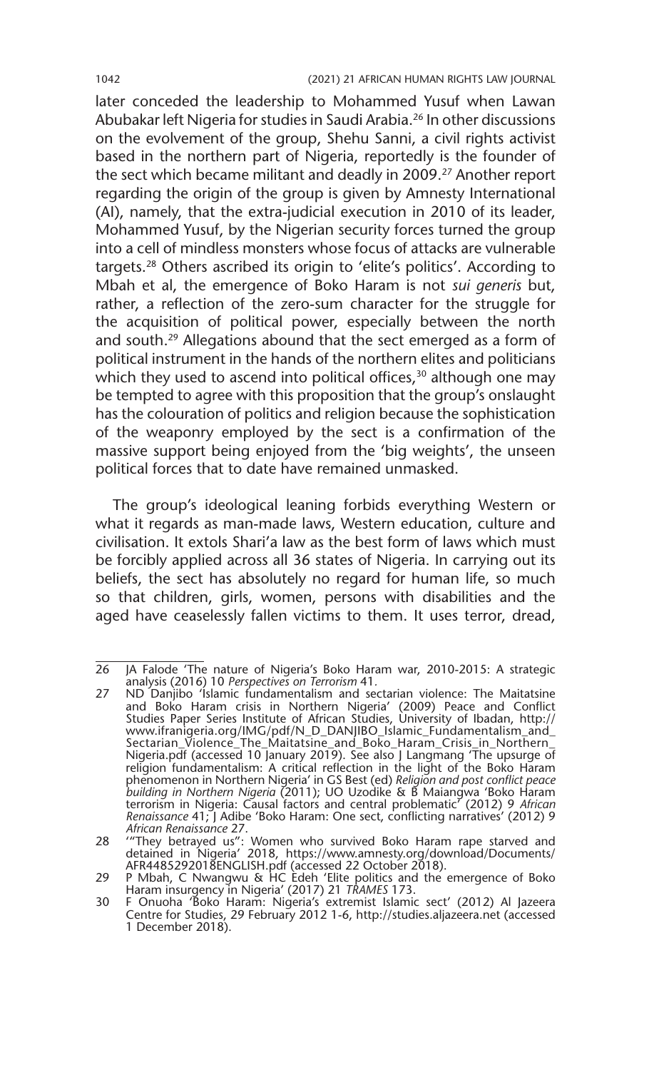later conceded the leadership to Mohammed Yusuf when Lawan Abubakar left Nigeria for studies in Saudi Arabia.[26] In other discussions on the evolvement of the group, Shehu Sanni, a civil rights activist based in the northern part of Nigeria, reportedly is the founder of the sect which became militant and deadly in 2009.[27] Another report regarding the origin of the group is given by Amnesty International (AI), namely, that the extra-judicial execution in 2010 of its leader, Mohammed Yusuf, by the Nigerian security forces turned the group into a cell of mindless monsters whose focus of attacks are vulnerable targets.[28] Others ascribed its origin to 'elite's politics'. According to Mbah et al, the emergence of Boko Haram is not *sui generis* but, rather, a reflection of the zero-sum character for the struggle for the acquisition of political power, especially between the north and south.[29] Allegations abound that the sect emerged as a form of political instrument in the hands of the northern elites and politicians which they used to ascend into political offices,[30] although one may be tempted to agree with this proposition that the group's onslaught has the colouration of politics and religion because the sophistication of the weaponry employed by the sect is a confirmation of the massive support being enjoyed from the 'big weights', the unseen political forces that to date have remained unmasked.

The group's ideological leaning forbids everything Western or what it regards as man-made laws, Western education, culture and civilisation. It extols Shari'a law as the best form of laws which must be forcibly applied across all 36 states of Nigeria. In carrying out its beliefs, the sect has absolutely no regard for human life, so much so that children, girls, women, persons with disabilities and the aged have ceaselessly fallen victims to them. It uses terror, dread,

---

26 JA Falode 'The nature of Nigeria's Boko Haram war, 2010-2015: A strategic analysis (2016) 10 *Perspectives on Terrorism* 41.

27 ND Danjibo 'Islamic fundamentalism and sectarian violence: The Maitatsine and Boko Haram crisis in Northern Nigeria' (2009) Peace and Conflict Studies Paper Series Institute of African Studies, University of Ibadan, http://www.ifranigeria.org/IMG/pdf/N_D_DANJIBO_Islamic_Fundamentalism_and_Sectarian_Violence_The_Maitatsine_and_Boko_Haram_Crisis_in_Northern_Nigeria.pdf (accessed 10 January 2019). See also J Langmang 'The upsurge of religion fundamentalism: A critical reflection in the light of the Boko Haram phenomenon in Northern Nigeria' in GS Best (ed) *Religion and post conflict peace building in Northern Nigeria* (2011); UO Uzodike & B Maiangwa 'Boko Haram terrorism in Nigeria: Causal factors and central problematic' (2012) 9 *African Renaissance* 41; J Adibe 'Boko Haram: One sect, conflicting narratives' (2012) 9 *African Renaissance* 27.

28 '"They betrayed us": Women who survived Boko Haram rape starved and detained in Nigeria' 2018, https://www.amnesty.org/download/Documents/AFR4485292018ENGLISH.pdf (accessed 22 October 2018).

29 P Mbah, C Nwangwu & HC Edeh 'Elite politics and the emergence of Boko Haram insurgency in Nigeria' (2017) 21 *TRAMES* 173.

30 F Onuoha 'Boko Haram: Nigeria's extremist Islamic sect' (2012) Al Jazeera Centre for Studies, 29 February 2012 1-6, http://studies.aljazeera.net (accessed 1 December 2018).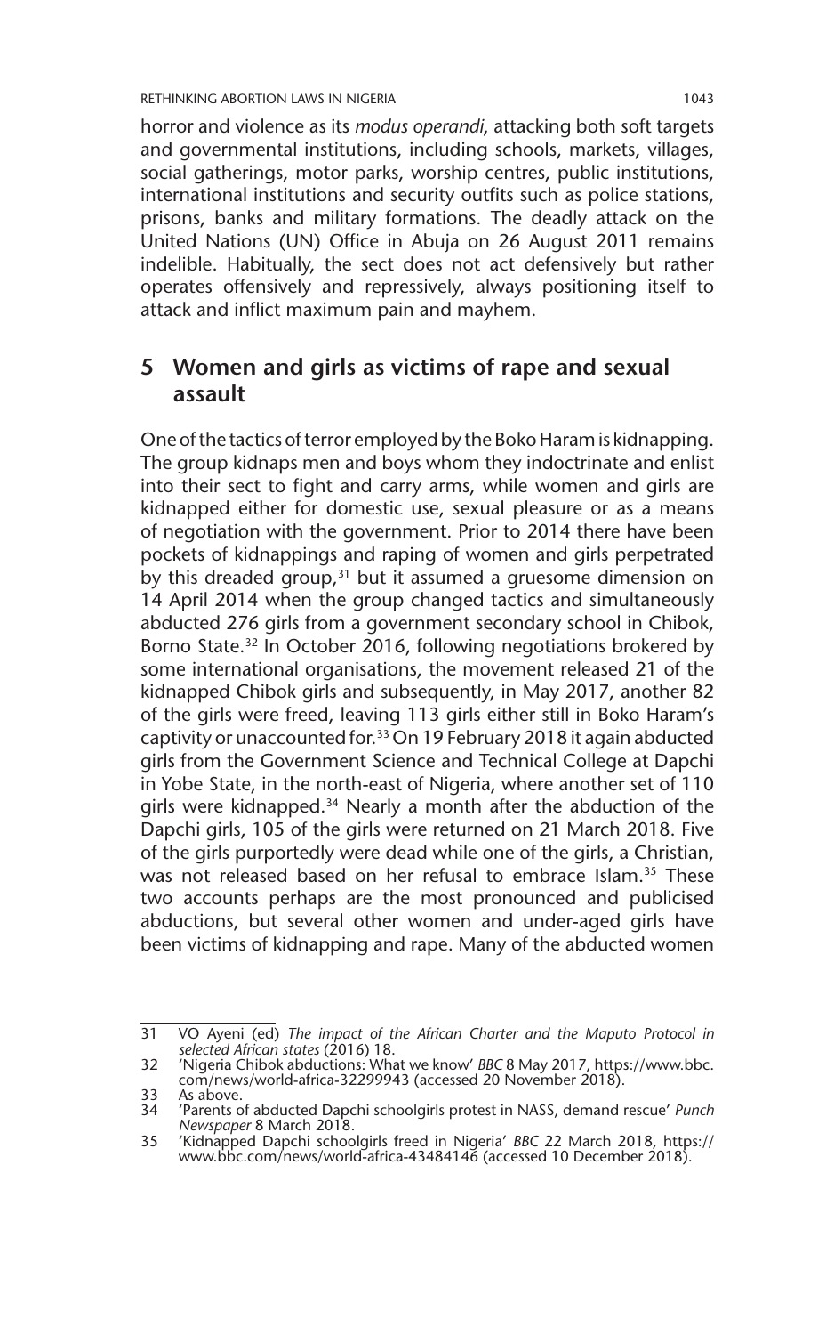horror and violence as its *modus operandi*, attacking both soft targets and governmental institutions, including schools, markets, villages, social gatherings, motor parks, worship centres, public institutions, international institutions and security outfits such as police stations, prisons, banks and military formations. The deadly attack on the United Nations (UN) Office in Abuja on 26 August 2011 remains indelible. Habitually, the sect does not act defensively but rather operates offensively and repressively, always positioning itself to attack and inflict maximum pain and mayhem.

## 5 Women and girls as victims of rape and sexual assault

One of the tactics of terror employed by the Boko Haram is kidnapping. The group kidnaps men and boys whom they indoctrinate and enlist into their sect to fight and carry arms, while women and girls are kidnapped either for domestic use, sexual pleasure or as a means of negotiation with the government. Prior to 2014 there have been pockets of kidnappings and raping of women and girls perpetrated by this dreaded group,[31] but it assumed a gruesome dimension on 14 April 2014 when the group changed tactics and simultaneously abducted 276 girls from a government secondary school in Chibok, Borno State.[32] In October 2016, following negotiations brokered by some international organisations, the movement released 21 of the kidnapped Chibok girls and subsequently, in May 2017, another 82 of the girls were freed, leaving 113 girls either still in Boko Haram's captivity or unaccounted for.[33] On 19 February 2018 it again abducted girls from the Government Science and Technical College at Dapchi in Yobe State, in the north-east of Nigeria, where another set of 110 girls were kidnapped.[34] Nearly a month after the abduction of the Dapchi girls, 105 of the girls were returned on 21 March 2018. Five of the girls purportedly were dead while one of the girls, a Christian, was not released based on her refusal to embrace Islam.[35] These two accounts perhaps are the most pronounced and publicised abductions, but several other women and under-aged girls have been victims of kidnapping and rape. Many of the abducted women

---

31 VO Ayeni (ed) *The impact of the African Charter and the Maputo Protocol in selected African states* (2016) 18.

32 'Nigeria Chibok abductions: What we know' *BBC* 8 May 2017, https://www.bbc.com/news/world-africa-32299943 (accessed 20 November 2018).

33 As above.

34 'Parents of abducted Dapchi schoolgirls protest in NASS, demand rescue' *Punch Newspaper* 8 March 2018.

35 'Kidnapped Dapchi schoolgirls freed in Nigeria' *BBC* 22 March 2018, https://www.bbc.com/news/world-africa-43484146 (accessed 10 December 2018).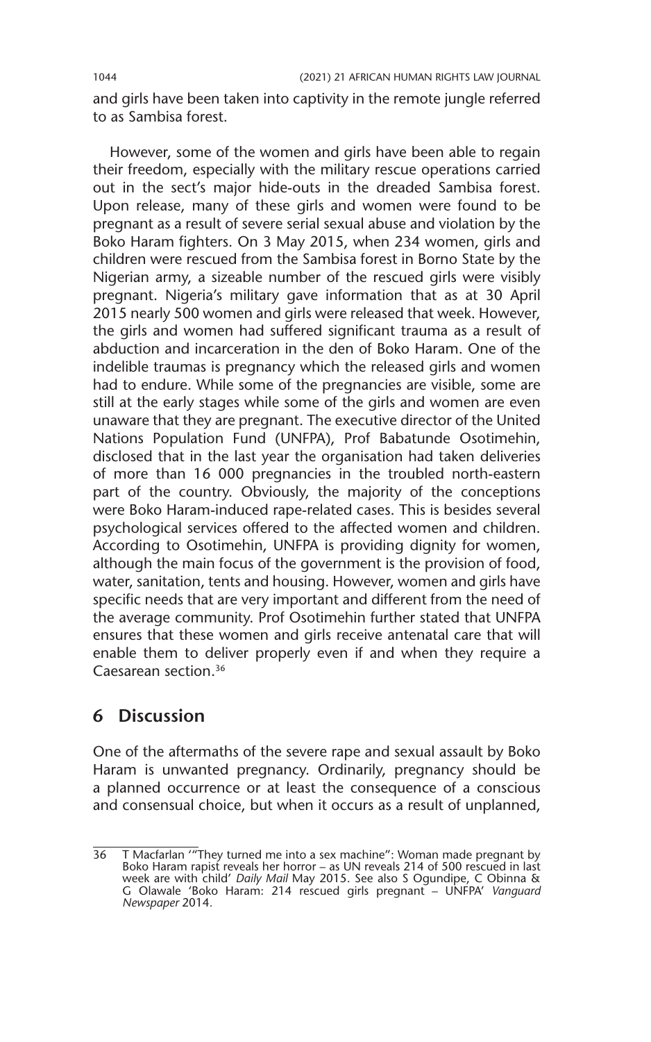and girls have been taken into captivity in the remote jungle referred to as Sambisa forest.

However, some of the women and girls have been able to regain their freedom, especially with the military rescue operations carried out in the sect's major hide-outs in the dreaded Sambisa forest. Upon release, many of these girls and women were found to be pregnant as a result of severe serial sexual abuse and violation by the Boko Haram fighters. On 3 May 2015, when 234 women, girls and children were rescued from the Sambisa forest in Borno State by the Nigerian army, a sizeable number of the rescued girls were visibly pregnant. Nigeria's military gave information that as at 30 April 2015 nearly 500 women and girls were released that week. However, the girls and women had suffered significant trauma as a result of abduction and incarceration in the den of Boko Haram. One of the indelible traumas is pregnancy which the released girls and women had to endure. While some of the pregnancies are visible, some are still at the early stages while some of the girls and women are even unaware that they are pregnant. The executive director of the United Nations Population Fund (UNFPA), Prof Babatunde Osotimehin, disclosed that in the last year the organisation had taken deliveries of more than 16 000 pregnancies in the troubled north-eastern part of the country. Obviously, the majority of the conceptions were Boko Haram-induced rape-related cases. This is besides several psychological services offered to the affected women and children. According to Osotimehin, UNFPA is providing dignity for women, although the main focus of the government is the provision of food, water, sanitation, tents and housing. However, women and girls have specific needs that are very important and different from the need of the average community. Prof Osotimehin further stated that UNFPA ensures that these women and girls receive antenatal care that will enable them to deliver properly even if and when they require a Caesarean section.[36]

## 6 Discussion

One of the aftermaths of the severe rape and sexual assault by Boko Haram is unwanted pregnancy. Ordinarily, pregnancy should be a planned occurrence or at least the consequence of a conscious and consensual choice, but when it occurs as a result of unplanned,

---

36 T Macfarlan '"They turned me into a sex machine": Woman made pregnant by Boko Haram rapist reveals her horror – as UN reveals 214 of 500 rescued in last week are with child' *Daily Mail* May 2015. See also S Ogundipe, C Obinna & G Olawale 'Boko Haram: 214 rescued girls pregnant – UNFPA' *Vanguard Newspaper* 2014.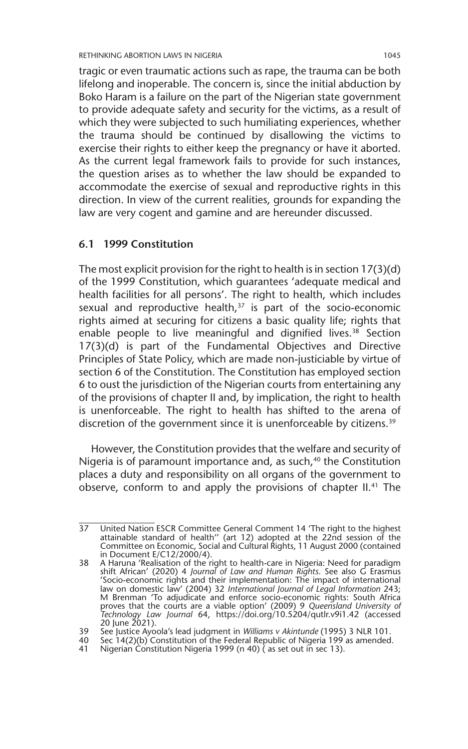tragic or even traumatic actions such as rape, the trauma can be both lifelong and inoperable. The concern is, since the initial abduction by Boko Haram is a failure on the part of the Nigerian state government to provide adequate safety and security for the victims, as a result of which they were subjected to such humiliating experiences, whether the trauma should be continued by disallowing the victims to exercise their rights to either keep the pregnancy or have it aborted. As the current legal framework fails to provide for such instances, the question arises as to whether the law should be expanded to accommodate the exercise of sexual and reproductive rights in this direction. In view of the current realities, grounds for expanding the law are very cogent and gamine and are hereunder discussed.

### 6.1 1999 Constitution

The most explicit provision for the right to health is in section 17(3)(d) of the 1999 Constitution, which guarantees 'adequate medical and health facilities for all persons'. The right to health, which includes sexual and reproductive health,[37] is part of the socio-economic rights aimed at securing for citizens a basic quality life; rights that enable people to live meaningful and dignified lives.[38] Section 17(3)(d) is part of the Fundamental Objectives and Directive Principles of State Policy, which are made non-justiciable by virtue of section 6 of the Constitution. The Constitution has employed section 6 to oust the jurisdiction of the Nigerian courts from entertaining any of the provisions of chapter II and, by implication, the right to health is unenforceable. The right to health has shifted to the arena of discretion of the government since it is unenforceable by citizens.[39]

However, the Constitution provides that the welfare and security of Nigeria is of paramount importance and, as such,[40] the Constitution places a duty and responsibility on all organs of the government to observe, conform to and apply the provisions of chapter II.[41] The

---

37 United Nation ESCR Committee General Comment 14 'The right to the highest attainable standard of health'' (art 12) adopted at the 22nd session of the Committee on Economic, Social and Cultural Rights, 11 August 2000 (contained in Document E/C12/2000/4).

38 A Haruna 'Realisation of the right to health-care in Nigeria: Need for paradigm shift African' (2020) 4 *Journal of Law and Human Rights*. See also G Erasmus 'Socio-economic rights and their implementation: The impact of international law on domestic law' (2004) 32 *International Journal of Legal Information* 243; M Brenman 'To adjudicate and enforce socio-economic rights: South Africa proves that the courts are a viable option' (2009) 9 *Queensland University of Technology Law Journal* 64, https://doi.org/10.5204/qutlr.v9i1.42 (accessed 20 June 2021).

39 See Justice Ayoola's lead judgment in *Williams v Akintunde* (1995) 3 NLR 101.

40 Sec 14(2)(b) Constitution of the Federal Republic of Nigeria 199 as amended.

41 Nigerian Constitution Nigeria 1999 (n 40) ( as set out in sec 13).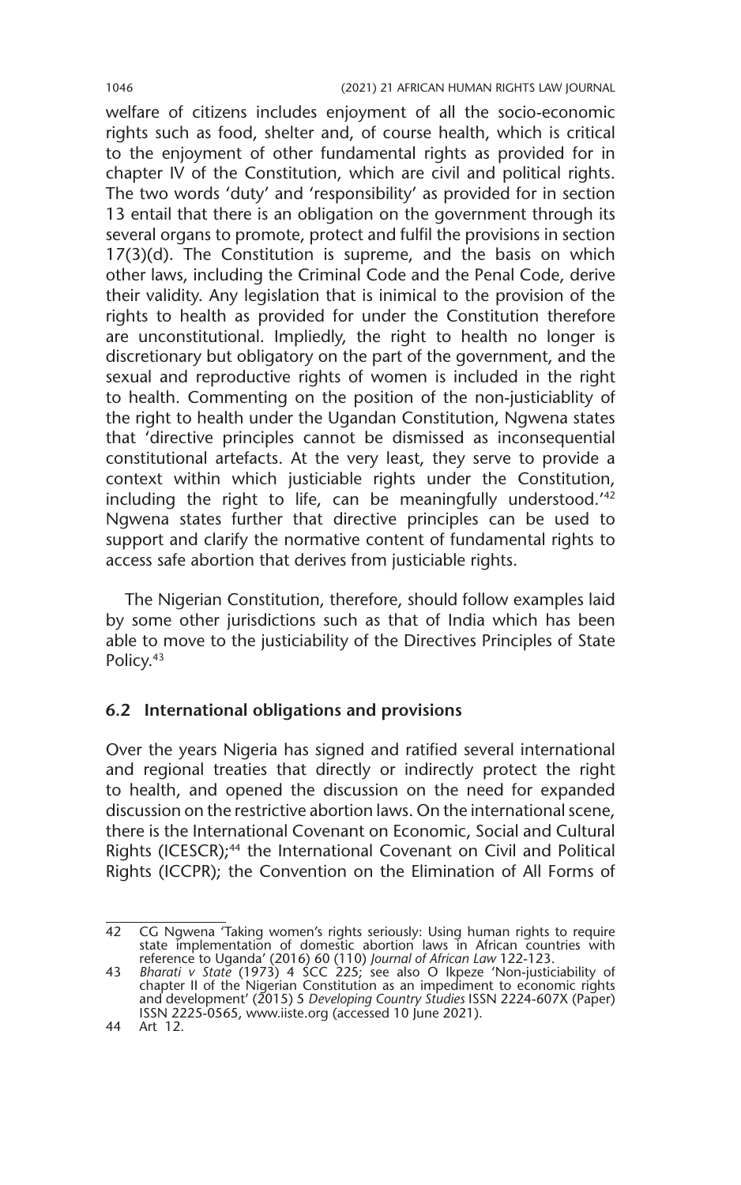welfare of citizens includes enjoyment of all the socio-economic rights such as food, shelter and, of course health, which is critical to the enjoyment of other fundamental rights as provided for in chapter IV of the Constitution, which are civil and political rights. The two words 'duty' and 'responsibility' as provided for in section 13 entail that there is an obligation on the government through its several organs to promote, protect and fulfil the provisions in section 17(3)(d). The Constitution is supreme, and the basis on which other laws, including the Criminal Code and the Penal Code, derive their validity. Any legislation that is inimical to the provision of the rights to health as provided for under the Constitution therefore are unconstitutional. Impliedly, the right to health no longer is discretionary but obligatory on the part of the government, and the sexual and reproductive rights of women is included in the right to health. Commenting on the position of the non-justiciablity of the right to health under the Ugandan Constitution, Ngwena states that 'directive principles cannot be dismissed as inconsequential constitutional artefacts. At the very least, they serve to provide a context within which justiciable rights under the Constitution, including the right to life, can be meaningfully understood.'[42] Ngwena states further that directive principles can be used to support and clarify the normative content of fundamental rights to access safe abortion that derives from justiciable rights.

The Nigerian Constitution, therefore, should follow examples laid by some other jurisdictions such as that of India which has been able to move to the justiciability of the Directives Principles of State Policy.[43]

### 6.2 International obligations and provisions

Over the years Nigeria has signed and ratified several international and regional treaties that directly or indirectly protect the right to health, and opened the discussion on the need for expanded discussion on the restrictive abortion laws. On the international scene, there is the International Covenant on Economic, Social and Cultural Rights (ICESCR);[44] the International Covenant on Civil and Political Rights (ICCPR); the Convention on the Elimination of All Forms of

---

42 CG Ngwena 'Taking women's rights seriously: Using human rights to require state implementation of domestic abortion laws in African countries with reference to Uganda' (2016) 60 (110) *Journal of African Law* 122-123.

43 *Bharati v State* (1973) 4 SCC 225; see also O Ikpeze 'Non-justiciability of chapter II of the Nigerian Constitution as an impediment to economic rights and development' (2015) 5 *Developing Country Studies* ISSN 2224-607X (Paper) ISSN 2225-0565, www.iiste.org (accessed 10 June 2021).

44 Art 12.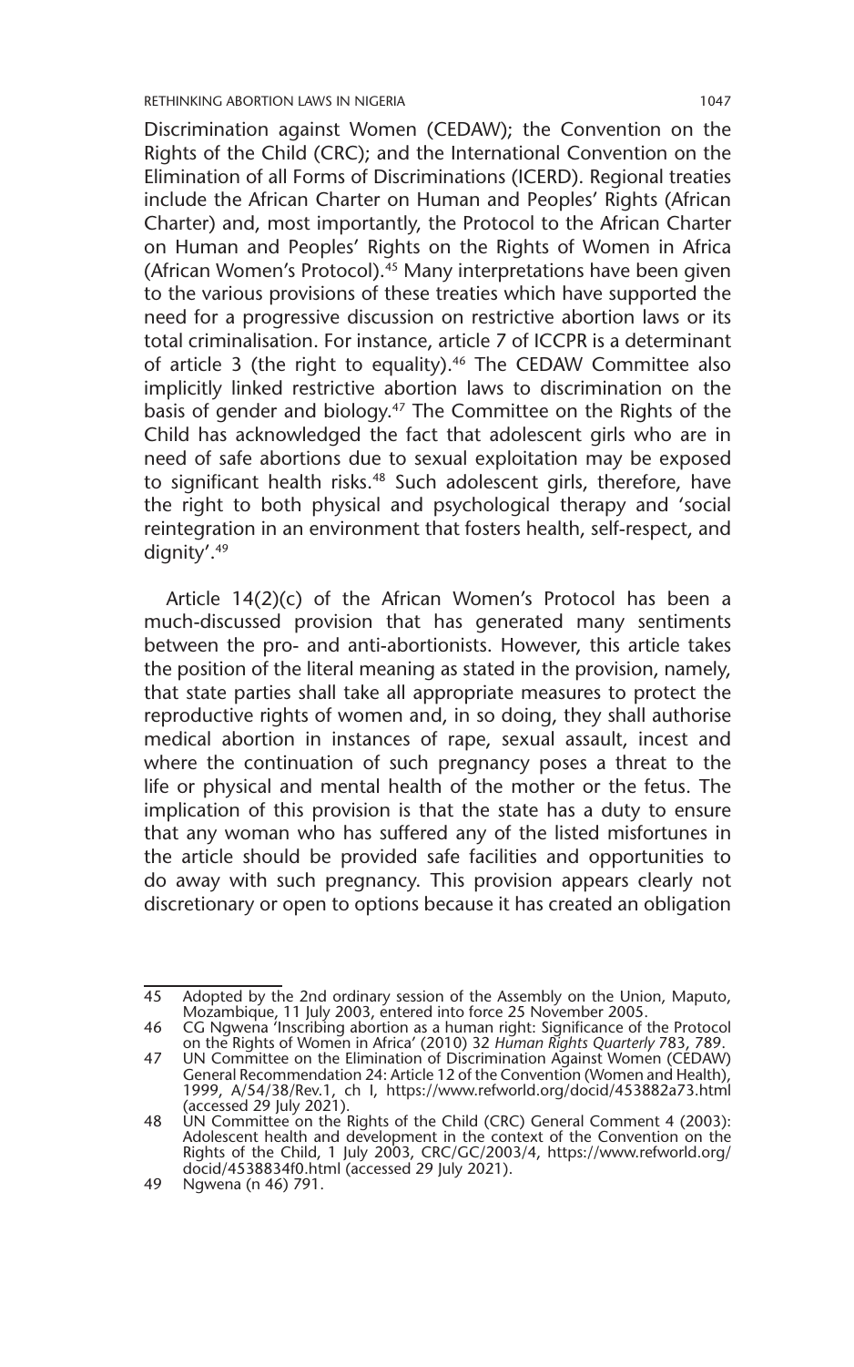Discrimination against Women (CEDAW); the Convention on the Rights of the Child (CRC); and the International Convention on the Elimination of all Forms of Discriminations (ICERD). Regional treaties include the African Charter on Human and Peoples' Rights (African Charter) and, most importantly, the Protocol to the African Charter on Human and Peoples' Rights on the Rights of Women in Africa (African Women's Protocol).[45] Many interpretations have been given to the various provisions of these treaties which have supported the need for a progressive discussion on restrictive abortion laws or its total criminalisation. For instance, article 7 of ICCPR is a determinant of article 3 (the right to equality).[46] The CEDAW Committee also implicitly linked restrictive abortion laws to discrimination on the basis of gender and biology.[47] The Committee on the Rights of the Child has acknowledged the fact that adolescent girls who are in need of safe abortions due to sexual exploitation may be exposed to significant health risks.[48] Such adolescent girls, therefore, have the right to both physical and psychological therapy and 'social reintegration in an environment that fosters health, self-respect, and dignity'.[49]

Article 14(2)(c) of the African Women's Protocol has been a much-discussed provision that has generated many sentiments between the pro- and anti-abortionists. However, this article takes the position of the literal meaning as stated in the provision, namely, that state parties shall take all appropriate measures to protect the reproductive rights of women and, in so doing, they shall authorise medical abortion in instances of rape, sexual assault, incest and where the continuation of such pregnancy poses a threat to the life or physical and mental health of the mother or the fetus. The implication of this provision is that the state has a duty to ensure that any woman who has suffered any of the listed misfortunes in the article should be provided safe facilities and opportunities to do away with such pregnancy. This provision appears clearly not discretionary or open to options because it has created an obligation

---

45 Adopted by the 2nd ordinary session of the Assembly on the Union, Maputo, Mozambique, 11 July 2003, entered into force 25 November 2005.

46 CG Ngwena 'Inscribing abortion as a human right: Significance of the Protocol on the Rights of Women in Africa' (2010) 32 *Human Rights Quarterly* 783, 789.

47 UN Committee on the Elimination of Discrimination Against Women (CEDAW) General Recommendation 24: Article 12 of the Convention (Women and Health), 1999, A/54/38/Rev.1, ch I, https://www.refworld.org/docid/453882a73.html (accessed 29 July 2021).

48 UN Committee on the Rights of the Child (CRC) General Comment 4 (2003): Adolescent health and development in the context of the Convention on the Rights of the Child, 1 July 2003, CRC/GC/2003/4, https://www.refworld.org/docid/4538834f0.html (accessed 29 July 2021).

49 Ngwena (n 46) 791.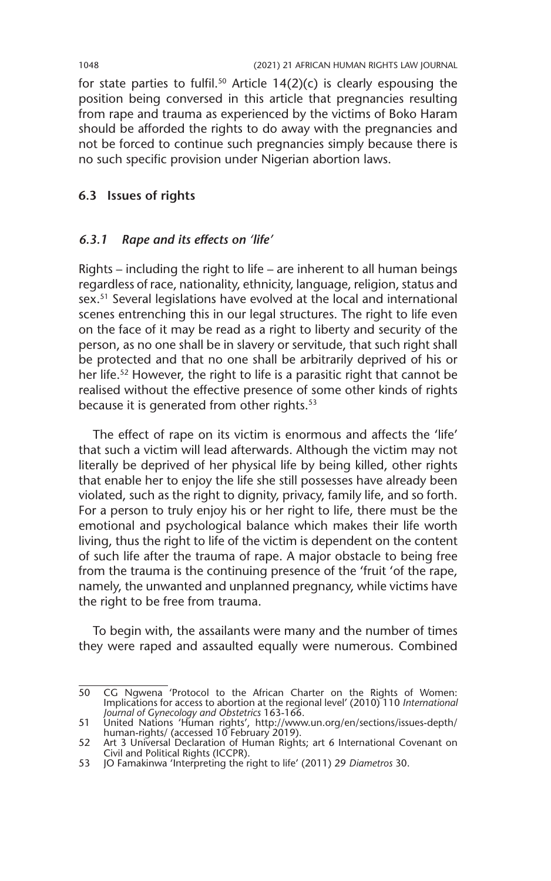for state parties to fulfil.[50] Article 14(2)(c) is clearly espousing the position being conversed in this article that pregnancies resulting from rape and trauma as experienced by the victims of Boko Haram should be afforded the rights to do away with the pregnancies and not be forced to continue such pregnancies simply because there is no such specific provision under Nigerian abortion laws.

### 6.3 Issues of rights

#### *6.3.1 Rape and its effects on 'life'*

Rights – including the right to life – are inherent to all human beings regardless of race, nationality, ethnicity, language, religion, status and sex.[51] Several legislations have evolved at the local and international scenes entrenching this in our legal structures. The right to life even on the face of it may be read as a right to liberty and security of the person, as no one shall be in slavery or servitude, that such right shall be protected and that no one shall be arbitrarily deprived of his or her life.[52] However, the right to life is a parasitic right that cannot be realised without the effective presence of some other kinds of rights because it is generated from other rights.[53]

The effect of rape on its victim is enormous and affects the 'life' that such a victim will lead afterwards. Although the victim may not literally be deprived of her physical life by being killed, other rights that enable her to enjoy the life she still possesses have already been violated, such as the right to dignity, privacy, family life, and so forth. For a person to truly enjoy his or her right to life, there must be the emotional and psychological balance which makes their life worth living, thus the right to life of the victim is dependent on the content of such life after the trauma of rape. A major obstacle to being free from the trauma is the continuing presence of the 'fruit 'of the rape, namely, the unwanted and unplanned pregnancy, while victims have the right to be free from trauma.

To begin with, the assailants were many and the number of times they were raped and assaulted equally were numerous. Combined

---

50 CG Ngwena 'Protocol to the African Charter on the Rights of Women: Implications for access to abortion at the regional level' (2010) 110 *International Journal of Gynecology and Obstetrics* 163-166.

51 United Nations 'Human rights', http://www.un.org/en/sections/issues-depth/human-rights/ (accessed 10 February 2019).

52 Art 3 Universal Declaration of Human Rights; art 6 International Covenant on Civil and Political Rights (ICCPR).

53 JO Famakinwa 'Interpreting the right to life' (2011) 29 *Diametros* 30.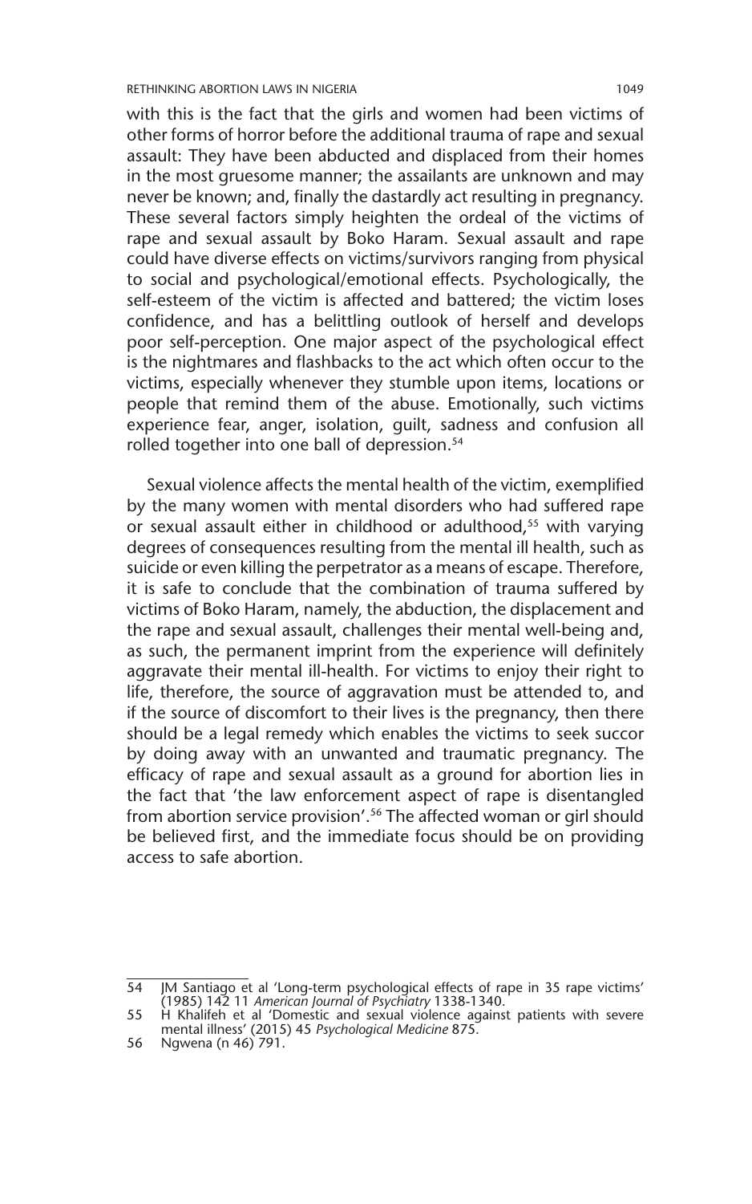with this is the fact that the girls and women had been victims of other forms of horror before the additional trauma of rape and sexual assault: They have been abducted and displaced from their homes in the most gruesome manner; the assailants are unknown and may never be known; and, finally the dastardly act resulting in pregnancy. These several factors simply heighten the ordeal of the victims of rape and sexual assault by Boko Haram. Sexual assault and rape could have diverse effects on victims/survivors ranging from physical to social and psychological/emotional effects. Psychologically, the self-esteem of the victim is affected and battered; the victim loses confidence, and has a belittling outlook of herself and develops poor self-perception. One major aspect of the psychological effect is the nightmares and flashbacks to the act which often occur to the victims, especially whenever they stumble upon items, locations or people that remind them of the abuse. Emotionally, such victims experience fear, anger, isolation, guilt, sadness and confusion all rolled together into one ball of depression.[54]

Sexual violence affects the mental health of the victim, exemplified by the many women with mental disorders who had suffered rape or sexual assault either in childhood or adulthood,[55] with varying degrees of consequences resulting from the mental ill health, such as suicide or even killing the perpetrator as a means of escape. Therefore, it is safe to conclude that the combination of trauma suffered by victims of Boko Haram, namely, the abduction, the displacement and the rape and sexual assault, challenges their mental well-being and, as such, the permanent imprint from the experience will definitely aggravate their mental ill-health. For victims to enjoy their right to life, therefore, the source of aggravation must be attended to, and if the source of discomfort to their lives is the pregnancy, then there should be a legal remedy which enables the victims to seek succor by doing away with an unwanted and traumatic pregnancy. The efficacy of rape and sexual assault as a ground for abortion lies in the fact that 'the law enforcement aspect of rape is disentangled from abortion service provision'.[56] The affected woman or girl should be believed first, and the immediate focus should be on providing access to safe abortion.

---

54 JM Santiago et al 'Long-term psychological effects of rape in 35 rape victims' (1985) 142 11 *American Journal of Psychiatry* 1338-1340.

55 H Khalifeh et al 'Domestic and sexual violence against patients with severe mental illness' (2015) 45 *Psychological Medicine* 875.

56 Ngwena (n 46) 791.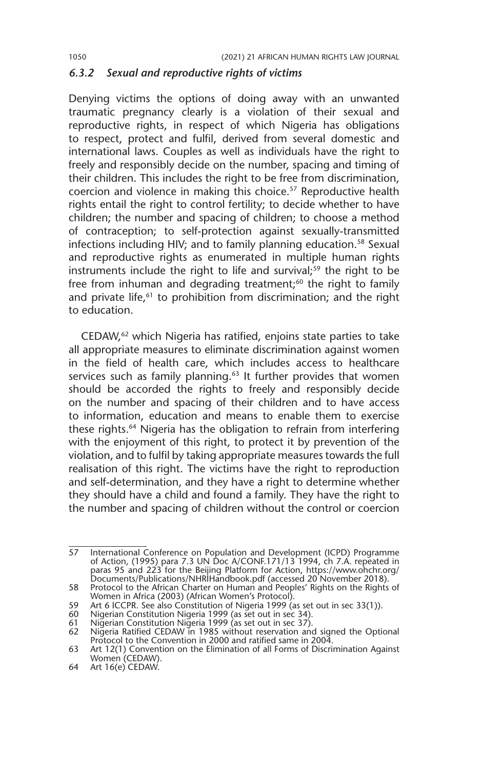### *6.3.2 Sexual and reproductive rights of victims*

Denying victims the options of doing away with an unwanted traumatic pregnancy clearly is a violation of their sexual and reproductive rights, in respect of which Nigeria has obligations to respect, protect and fulfil, derived from several domestic and international laws. Couples as well as individuals have the right to freely and responsibly decide on the number, spacing and timing of their children. This includes the right to be free from discrimination, coercion and violence in making this choice.[57] Reproductive health rights entail the right to control fertility; to decide whether to have children; the number and spacing of children; to choose a method of contraception; to self-protection against sexually-transmitted infections including HIV; and to family planning education.[58] Sexual and reproductive rights as enumerated in multiple human rights instruments include the right to life and survival;[59] the right to be free from inhuman and degrading treatment;[60] the right to family and private life,[61] to prohibition from discrimination; and the right to education.

CEDAW,[62] which Nigeria has ratified, enjoins state parties to take all appropriate measures to eliminate discrimination against women in the field of health care, which includes access to healthcare services such as family planning.[63] It further provides that women should be accorded the rights to freely and responsibly decide on the number and spacing of their children and to have access to information, education and means to enable them to exercise these rights.[64] Nigeria has the obligation to refrain from interfering with the enjoyment of this right, to protect it by prevention of the violation, and to fulfil by taking appropriate measures towards the full realisation of this right. The victims have the right to reproduction and self-determination, and they have a right to determine whether they should have a child and found a family. They have the right to the number and spacing of children without the control or coercion

---

57 International Conference on Population and Development (ICPD) Programme of Action, (1995) para 7.3 UN Doc A/CONF.171/13 1994, ch 7.A. repeated in paras 95 and 223 for the Beijing Platform for Action, https://www.ohchr.org/Documents/Publications/NHRIHandbook.pdf (accessed 20 November 2018).

58 Protocol to the African Charter on Human and Peoples' Rights on the Rights of Women in Africa (2003) (African Women's Protocol).

59 Art 6 ICCPR. See also Constitution of Nigeria 1999 (as set out in sec 33(1)).

60 Nigerian Constitution Nigeria 1999 (as set out in sec 34).

61 Nigerian Constitution Nigeria 1999 (as set out in sec 37).

62 Nigeria Ratified CEDAW in 1985 without reservation and signed the Optional Protocol to the Convention in 2000 and ratified same in 2004.

63 Art 12(1) Convention on the Elimination of all Forms of Discrimination Against Women (CEDAW).

64 Art 16(e) CEDAW.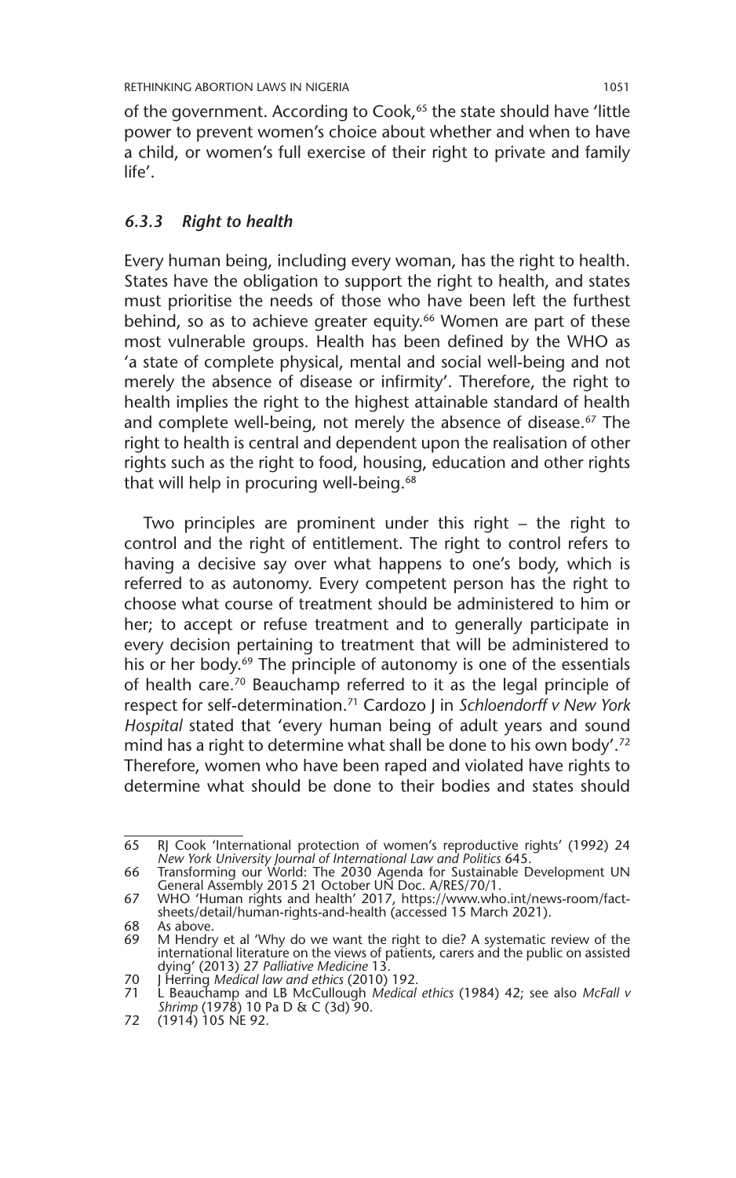of the government. According to Cook,[65] the state should have 'little power to prevent women's choice about whether and when to have a child, or women's full exercise of their right to private and family life'.

### *6.3.3 Right to health*

Every human being, including every woman, has the right to health. States have the obligation to support the right to health, and states must prioritise the needs of those who have been left the furthest behind, so as to achieve greater equity.[66] Women are part of these most vulnerable groups. Health has been defined by the WHO as 'a state of complete physical, mental and social well-being and not merely the absence of disease or infirmity'. Therefore, the right to health implies the right to the highest attainable standard of health and complete well-being, not merely the absence of disease.[67] The right to health is central and dependent upon the realisation of other rights such as the right to food, housing, education and other rights that will help in procuring well-being.[68]

Two principles are prominent under this right – the right to control and the right of entitlement. The right to control refers to having a decisive say over what happens to one's body, which is referred to as autonomy. Every competent person has the right to choose what course of treatment should be administered to him or her; to accept or refuse treatment and to generally participate in every decision pertaining to treatment that will be administered to his or her body.[69] The principle of autonomy is one of the essentials of health care.[70] Beauchamp referred to it as the legal principle of respect for self-determination.[71] Cardozo J in *Schloendorff v New York Hospital* stated that 'every human being of adult years and sound mind has a right to determine what shall be done to his own body'.[72] Therefore, women who have been raped and violated have rights to determine what should be done to their bodies and states should

---

65 RJ Cook 'International protection of women's reproductive rights' (1992) 24 *New York University Journal of International Law and Politics* 645.

66 Transforming our World: The 2030 Agenda for Sustainable Development UN General Assembly 2015 21 October UN Doc. A/RES/70/1.

67 WHO 'Human rights and health' 2017, https://www.who.int/news-room/fact-sheets/detail/human-rights-and-health (accessed 15 March 2021).

68 As above.

69 M Hendry et al 'Why do we want the right to die? A systematic review of the international literature on the views of patients, carers and the public on assisted dying' (2013) 27 *Palliative Medicine* 13.

70 J Herring *Medical law and ethics* (2010) 192.

71 L Beauchamp and LB McCullough *Medical ethics* (1984) 42; see also *McFall v Shrimp* (1978) 10 Pa D & C (3d) 90.

72 (1914) 105 NE 92.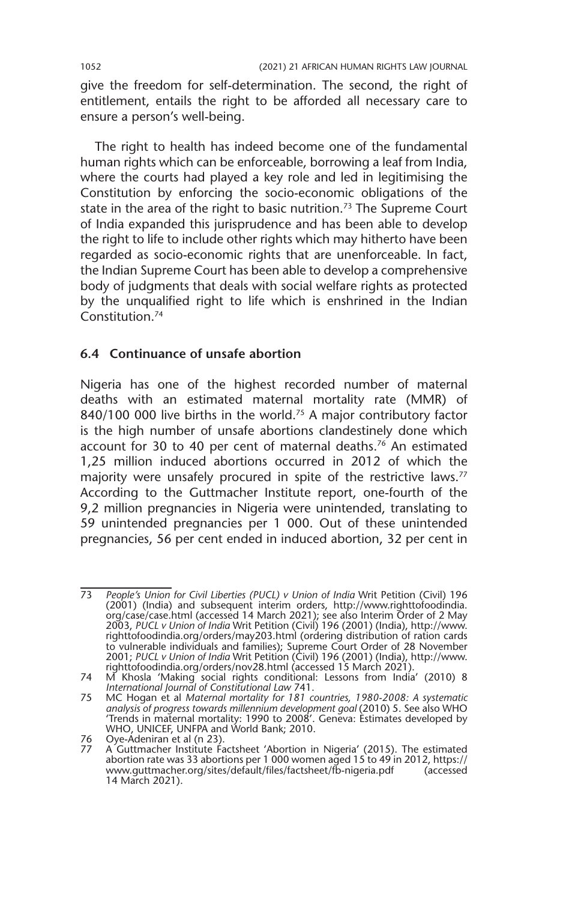give the freedom for self-determination. The second, the right of entitlement, entails the right to be afforded all necessary care to ensure a person's well-being.

The right to health has indeed become one of the fundamental human rights which can be enforceable, borrowing a leaf from India, where the courts had played a key role and led in legitimising the Constitution by enforcing the socio-economic obligations of the state in the area of the right to basic nutrition.[73] The Supreme Court of India expanded this jurisprudence and has been able to develop the right to life to include other rights which may hitherto have been regarded as socio-economic rights that are unenforceable. In fact, the Indian Supreme Court has been able to develop a comprehensive body of judgments that deals with social welfare rights as protected by the unqualified right to life which is enshrined in the Indian Constitution.[74]

### 6.4 Continuance of unsafe abortion

Nigeria has one of the highest recorded number of maternal deaths with an estimated maternal mortality rate (MMR) of 840/100 000 live births in the world.[75] A major contributory factor is the high number of unsafe abortions clandestinely done which account for 30 to 40 per cent of maternal deaths.[76] An estimated 1,25 million induced abortions occurred in 2012 of which the majority were unsafely procured in spite of the restrictive laws.[77] According to the Guttmacher Institute report, one-fourth of the 9,2 million pregnancies in Nigeria were unintended, translating to 59 unintended pregnancies per 1 000. Out of these unintended pregnancies, 56 per cent ended in induced abortion, 32 per cent in

---

73 *People's Union for Civil Liberties (PUCL) v Union of India* Writ Petition (Civil) 196 (2001) (India) and subsequent interim orders, http://www.righttofoodindia.org/case/case.html (accessed 14 March 2021); see also Interim Order of 2 May 2003, *PUCL v Union of India* Writ Petition (Civil) 196 (2001) (India), http://www.righttofoodindia.org/orders/may203.html (ordering distribution of ration cards to vulnerable individuals and families); Supreme Court Order of 28 November 2001; *PUCL v Union of India* Writ Petition (Civil) 196 (2001) (India), http://www.righttofoodindia.org/orders/nov28.html (accessed 15 March 2021).

74 M Khosla 'Making social rights conditional: Lessons from India' (2010) 8 *International Journal of Constitutional Law* 741.

75 MC Hogan et al *Maternal mortality for 181 countries, 1980-2008: A systematic analysis of progress towards millennium development goal* (2010) 5. See also WHO 'Trends in maternal mortality: 1990 to 2008'. Geneva: Estimates developed by WHO, UNICEF, UNFPA and World Bank; 2010.

76 Oye-Adeniran et al (n 23).

77 A Guttmacher Institute Factsheet 'Abortion in Nigeria' (2015). The estimated abortion rate was 33 abortions per 1 000 women aged 15 to 49 in 2012, https://www.guttmacher.org/sites/default/files/factsheet/fb-nigeria.pdf (accessed 14 March 2021).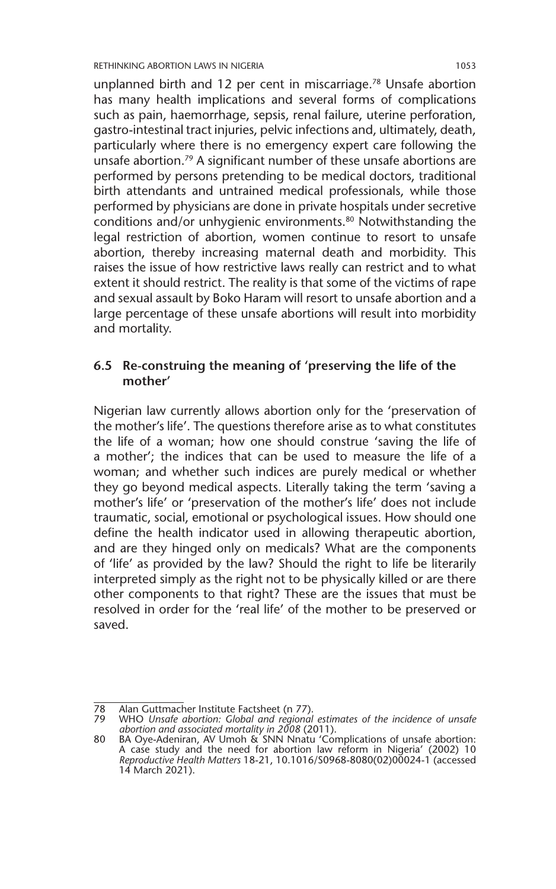unplanned birth and 12 per cent in miscarriage.[78] Unsafe abortion has many health implications and several forms of complications such as pain, haemorrhage, sepsis, renal failure, uterine perforation, gastro-intestinal tract injuries, pelvic infections and, ultimately, death, particularly where there is no emergency expert care following the unsafe abortion.[79] A significant number of these unsafe abortions are performed by persons pretending to be medical doctors, traditional birth attendants and untrained medical professionals, while those performed by physicians are done in private hospitals under secretive conditions and/or unhygienic environments.[80] Notwithstanding the legal restriction of abortion, women continue to resort to unsafe abortion, thereby increasing maternal death and morbidity. This raises the issue of how restrictive laws really can restrict and to what extent it should restrict. The reality is that some of the victims of rape and sexual assault by Boko Haram will resort to unsafe abortion and a large percentage of these unsafe abortions will result into morbidity and mortality.

### 6.5 Re-construing the meaning of 'preserving the life of the mother'

Nigerian law currently allows abortion only for the 'preservation of the mother's life'. The questions therefore arise as to what constitutes the life of a woman; how one should construe 'saving the life of a mother'; the indices that can be used to measure the life of a woman; and whether such indices are purely medical or whether they go beyond medical aspects. Literally taking the term 'saving a mother's life' or 'preservation of the mother's life' does not include traumatic, social, emotional or psychological issues. How should one define the health indicator used in allowing therapeutic abortion, and are they hinged only on medicals? What are the components of 'life' as provided by the law? Should the right to life be literarily interpreted simply as the right not to be physically killed or are there other components to that right? These are the issues that must be resolved in order for the 'real life' of the mother to be preserved or saved.

---

78 Alan Guttmacher Institute Factsheet (n 77).

79 WHO *Unsafe abortion: Global and regional estimates of the incidence of unsafe abortion and associated mortality in 2008* (2011).

80 BA Oye-Adeniran, AV Umoh & SNN Nnatu 'Complications of unsafe abortion: A case study and the need for abortion law reform in Nigeria' (2002) 10 *Reproductive Health Matters* 18-21, 10.1016/S0968-8080(02)00024-1 (accessed 14 March 2021).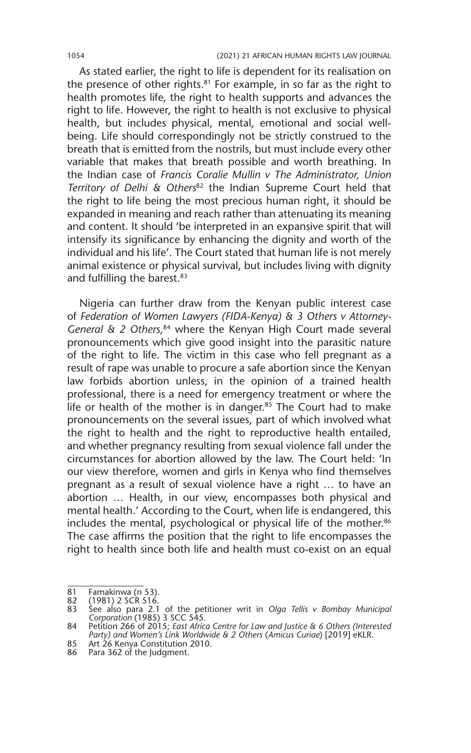As stated earlier, the right to life is dependent for its realisation on the presence of other rights.[81] For example, in so far as the right to health promotes life, the right to health supports and advances the right to life. However, the right to health is not exclusive to physical health, but includes physical, mental, emotional and social well-being. Life should correspondingly not be strictly construed to the breath that is emitted from the nostrils, but must include every other variable that makes that breath possible and worth breathing. In the Indian case of *Francis Coralie Mullin v The Administrator, Union Territory of Delhi & Others*[82] the Indian Supreme Court held that the right to life being the most precious human right, it should be expanded in meaning and reach rather than attenuating its meaning and content. It should 'be interpreted in an expansive spirit that will intensify its significance by enhancing the dignity and worth of the individual and his life'. The Court stated that human life is not merely animal existence or physical survival, but includes living with dignity and fulfilling the barest.[83]

Nigeria can further draw from the Kenyan public interest case of *Federation of Women Lawyers (FIDA-Kenya) & 3 Others v Attorney-General & 2 Others*,[84] where the Kenyan High Court made several pronouncements which give good insight into the parasitic nature of the right to life. The victim in this case who fell pregnant as a result of rape was unable to procure a safe abortion since the Kenyan law forbids abortion unless, in the opinion of a trained health professional, there is a need for emergency treatment or where the life or health of the mother is in danger.[85] The Court had to make pronouncements on the several issues, part of which involved what the right to health and the right to reproductive health entailed, and whether pregnancy resulting from sexual violence fall under the circumstances for abortion allowed by the law. The Court held: 'In our view therefore, women and girls in Kenya who find themselves pregnant as a result of sexual violence have a right … to have an abortion … Health, in our view, encompasses both physical and mental health.' According to the Court, when life is endangered, this includes the mental, psychological or physical life of the mother.[86] The case affirms the position that the right to life encompasses the right to health since both life and health must co-exist on an equal

---

81 Famakinwa (n 53).

82 (1981) 2 SCR 516.

83 See also para 2.1 of the petitioner writ in *Olga Tellis v Bombay Municipal Corporation* (1985) 3 SCC 545.

84 Petition 266 of 2015; *East Africa Centre for Law and Justice & 6 Others (Interested Party) and Women's Link Worldwide & 2 Others* (*Amicus Curiae*) [2019] eKLR.

85 Art 26 Kenya Constitution 2010.

86 Para 362 of the Judgment.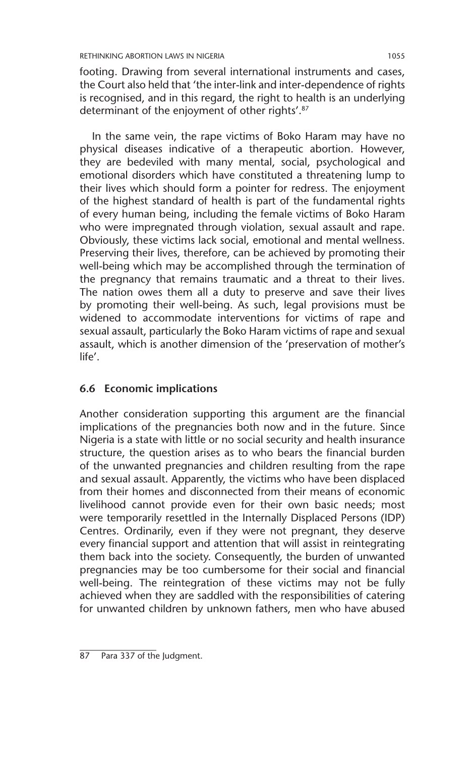footing. Drawing from several international instruments and cases, the Court also held that 'the inter-link and inter-dependence of rights is recognised, and in this regard, the right to health is an underlying determinant of the enjoyment of other rights'.[87]

In the same vein, the rape victims of Boko Haram may have no physical diseases indicative of a therapeutic abortion. However, they are bedeviled with many mental, social, psychological and emotional disorders which have constituted a threatening lump to their lives which should form a pointer for redress. The enjoyment of the highest standard of health is part of the fundamental rights of every human being, including the female victims of Boko Haram who were impregnated through violation, sexual assault and rape. Obviously, these victims lack social, emotional and mental wellness. Preserving their lives, therefore, can be achieved by promoting their well-being which may be accomplished through the termination of the pregnancy that remains traumatic and a threat to their lives. The nation owes them all a duty to preserve and save their lives by promoting their well-being. As such, legal provisions must be widened to accommodate interventions for victims of rape and sexual assault, particularly the Boko Haram victims of rape and sexual assault, which is another dimension of the 'preservation of mother's life'.

### 6.6 Economic implications

Another consideration supporting this argument are the financial implications of the pregnancies both now and in the future. Since Nigeria is a state with little or no social security and health insurance structure, the question arises as to who bears the financial burden of the unwanted pregnancies and children resulting from the rape and sexual assault. Apparently, the victims who have been displaced from their homes and disconnected from their means of economic livelihood cannot provide even for their own basic needs; most were temporarily resettled in the Internally Displaced Persons (IDP) Centres. Ordinarily, even if they were not pregnant, they deserve every financial support and attention that will assist in reintegrating them back into the society. Consequently, the burden of unwanted pregnancies may be too cumbersome for their social and financial well-being. The reintegration of these victims may not be fully achieved when they are saddled with the responsibilities of catering for unwanted children by unknown fathers, men who have abused

---

87 Para 337 of the Judgment.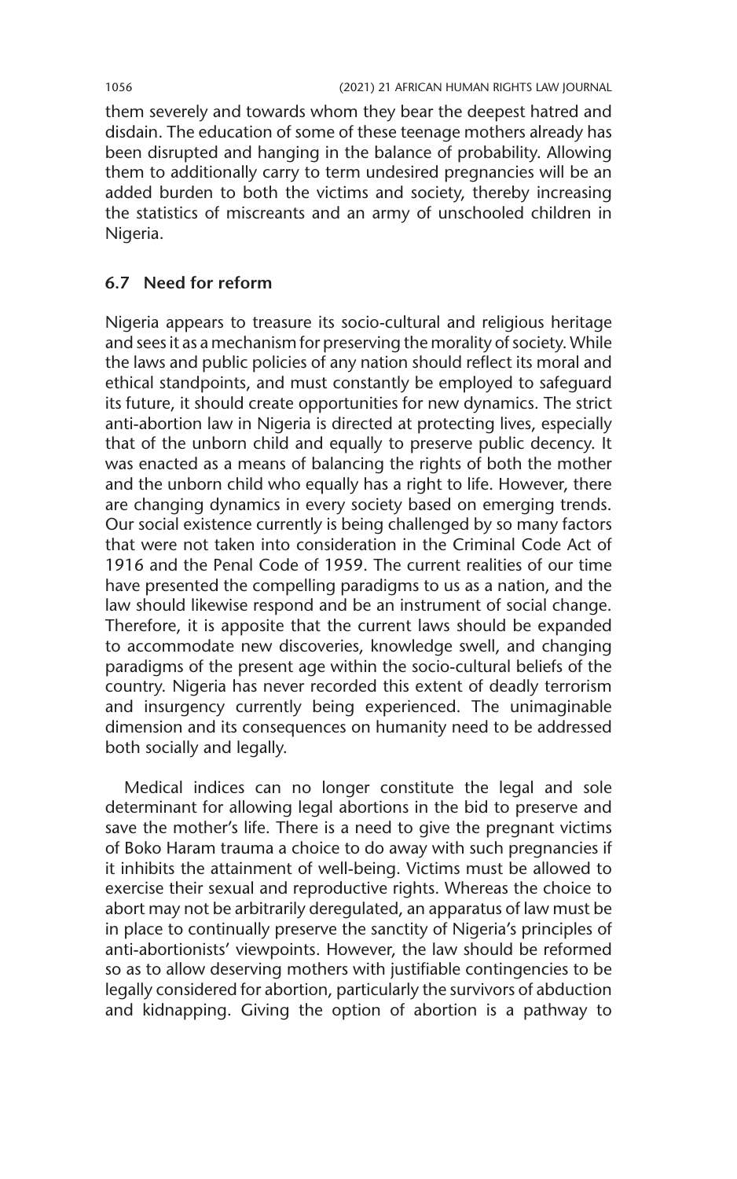them severely and towards whom they bear the deepest hatred and disdain. The education of some of these teenage mothers already has been disrupted and hanging in the balance of probability. Allowing them to additionally carry to term undesired pregnancies will be an added burden to both the victims and society, thereby increasing the statistics of miscreants and an army of unschooled children in Nigeria.

### 6.7 Need for reform

Nigeria appears to treasure its socio-cultural and religious heritage and sees it as a mechanism for preserving the morality of society. While the laws and public policies of any nation should reflect its moral and ethical standpoints, and must constantly be employed to safeguard its future, it should create opportunities for new dynamics. The strict anti-abortion law in Nigeria is directed at protecting lives, especially that of the unborn child and equally to preserve public decency. It was enacted as a means of balancing the rights of both the mother and the unborn child who equally has a right to life. However, there are changing dynamics in every society based on emerging trends. Our social existence currently is being challenged by so many factors that were not taken into consideration in the Criminal Code Act of 1916 and the Penal Code of 1959. The current realities of our time have presented the compelling paradigms to us as a nation, and the law should likewise respond and be an instrument of social change. Therefore, it is apposite that the current laws should be expanded to accommodate new discoveries, knowledge swell, and changing paradigms of the present age within the socio-cultural beliefs of the country. Nigeria has never recorded this extent of deadly terrorism and insurgency currently being experienced. The unimaginable dimension and its consequences on humanity need to be addressed both socially and legally.

Medical indices can no longer constitute the legal and sole determinant for allowing legal abortions in the bid to preserve and save the mother's life. There is a need to give the pregnant victims of Boko Haram trauma a choice to do away with such pregnancies if it inhibits the attainment of well-being. Victims must be allowed to exercise their sexual and reproductive rights. Whereas the choice to abort may not be arbitrarily deregulated, an apparatus of law must be in place to continually preserve the sanctity of Nigeria's principles of anti-abortionists' viewpoints. However, the law should be reformed so as to allow deserving mothers with justifiable contingencies to be legally considered for abortion, particularly the survivors of abduction and kidnapping. Giving the option of abortion is a pathway to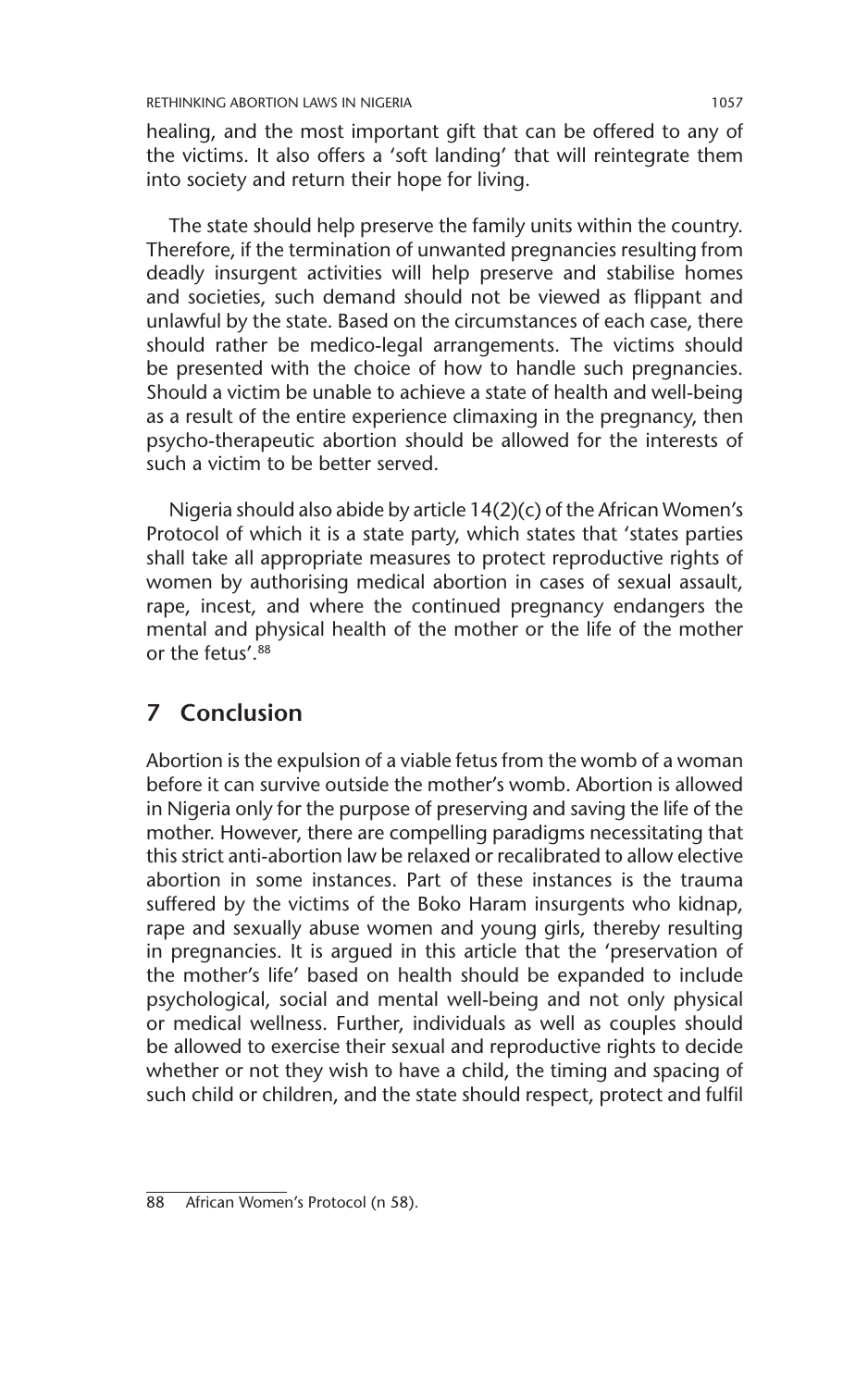healing, and the most important gift that can be offered to any of the victims. It also offers a 'soft landing' that will reintegrate them into society and return their hope for living.

The state should help preserve the family units within the country. Therefore, if the termination of unwanted pregnancies resulting from deadly insurgent activities will help preserve and stabilise homes and societies, such demand should not be viewed as flippant and unlawful by the state. Based on the circumstances of each case, there should rather be medico-legal arrangements. The victims should be presented with the choice of how to handle such pregnancies. Should a victim be unable to achieve a state of health and well-being as a result of the entire experience climaxing in the pregnancy, then psycho-therapeutic abortion should be allowed for the interests of such a victim to be better served.

Nigeria should also abide by article 14(2)(c) of the African Women's Protocol of which it is a state party, which states that 'states parties shall take all appropriate measures to protect reproductive rights of women by authorising medical abortion in cases of sexual assault, rape, incest, and where the continued pregnancy endangers the mental and physical health of the mother or the life of the mother or the fetus'.[88]

## 7 Conclusion

Abortion is the expulsion of a viable fetus from the womb of a woman before it can survive outside the mother's womb. Abortion is allowed in Nigeria only for the purpose of preserving and saving the life of the mother. However, there are compelling paradigms necessitating that this strict anti-abortion law be relaxed or recalibrated to allow elective abortion in some instances. Part of these instances is the trauma suffered by the victims of the Boko Haram insurgents who kidnap, rape and sexually abuse women and young girls, thereby resulting in pregnancies. It is argued in this article that the 'preservation of the mother's life' based on health should be expanded to include psychological, social and mental well-being and not only physical or medical wellness. Further, individuals as well as couples should be allowed to exercise their sexual and reproductive rights to decide whether or not they wish to have a child, the timing and spacing of such child or children, and the state should respect, protect and fulfil

88 African Women's Protocol (n 58).